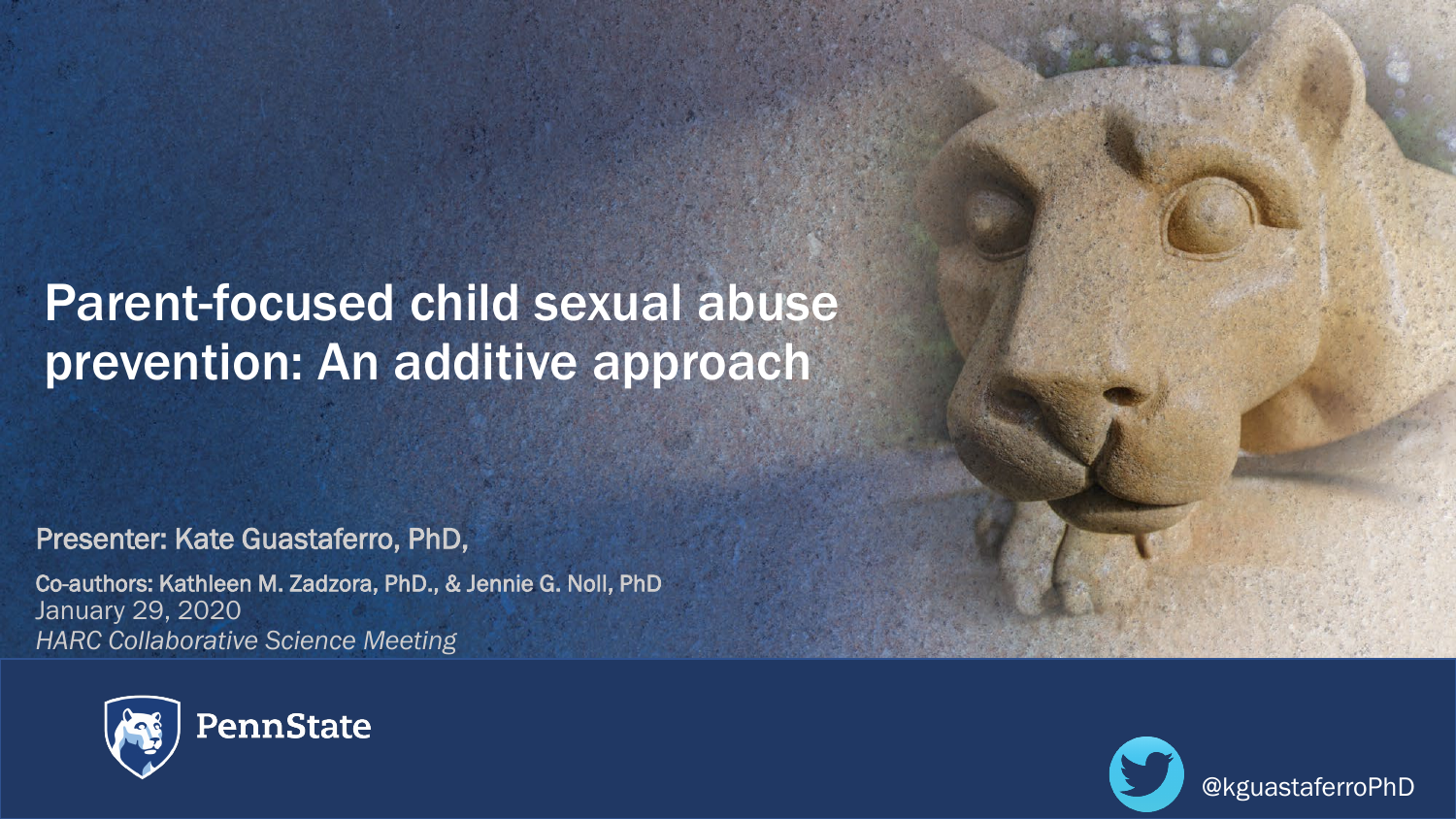# Parent-focused child sexual abuse prevention: An additive approach

Presenter: Kate Guastaferro, PhD,

Co-authors: Kathleen M. Zadzora, PhD., & Jennie G. Noll, PhD

January 29, 2020

*HARC Collaborative Science Meeting*

PennState

@kguastaferroPhD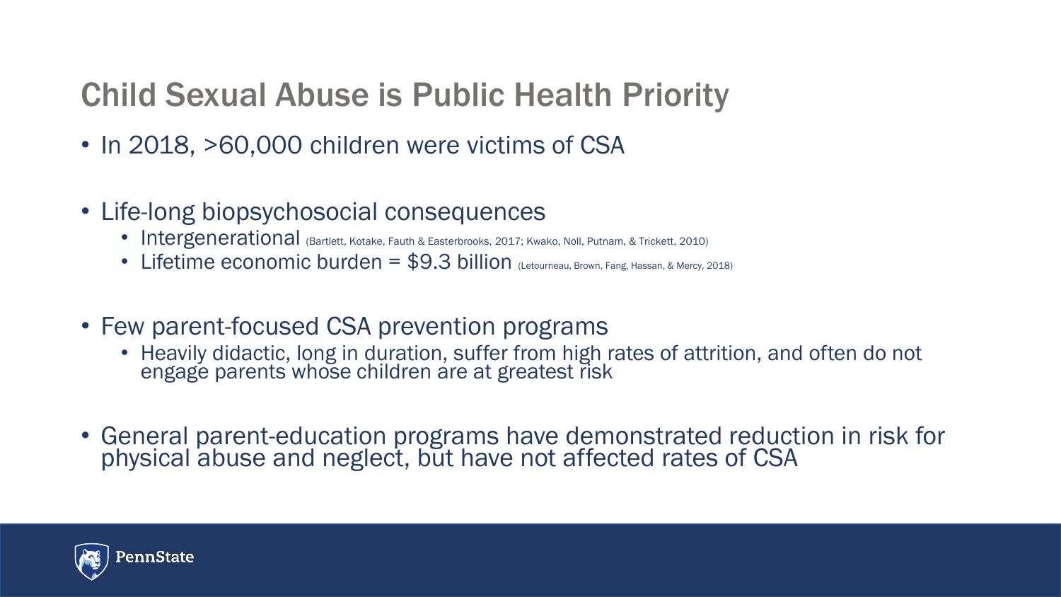# Child Sexual Abuse is Public Health Priority

- In 2018, >60,000 children were victims of CSA
- Life-long biopsychosocial consequences
  - Intergenerational (Bartlett, Kotake, Fauth & Easterbrooks, 2017; Kwako, Noll, Putnam, & Trickett, 2010)
  - Lifetime economic burden = $9.3 billion (Letourneau, Brown, Fang, Hassan, & Mercy, 2018)
- Few parent-focused CSA prevention programs
  - Heavily didactic, long in duration, suffer from high rates of attrition, and often do not engage parents whose children are at greatest risk
- General parent-education programs have demonstrated reduction in risk for physical abuse and neglect, but have not affected rates of CSA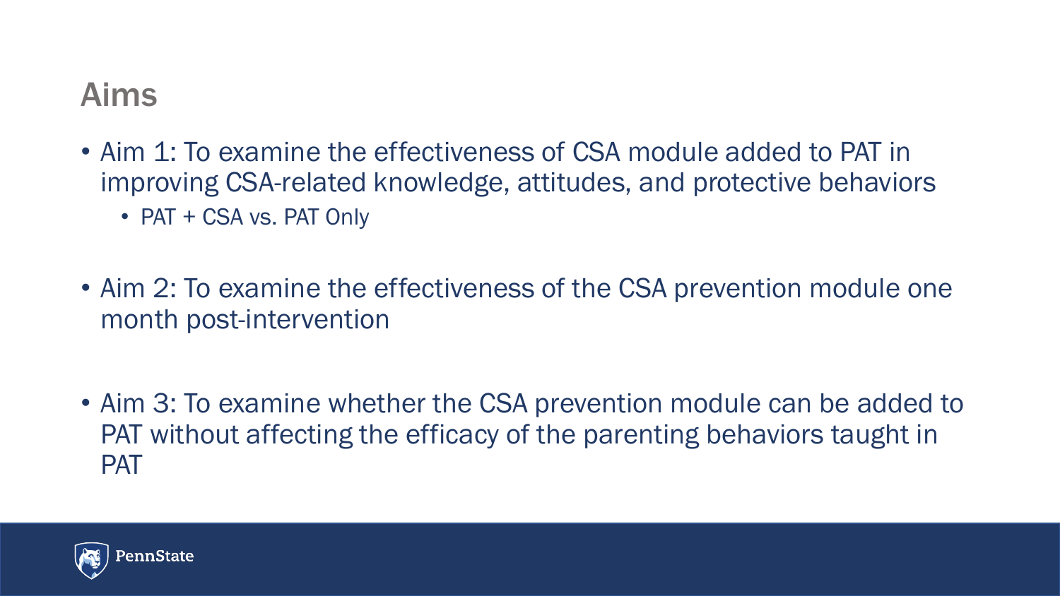## Aims

- Aim 1: To examine the effectiveness of CSA module added to PAT in improving CSA-related knowledge, attitudes, and protective behaviors
  - PAT + CSA vs. PAT Only
- Aim 2: To examine the effectiveness of the CSA prevention module one month post-intervention
- Aim 3: To examine whether the CSA prevention module can be added to PAT without affecting the efficacy of the parenting behaviors taught in PAT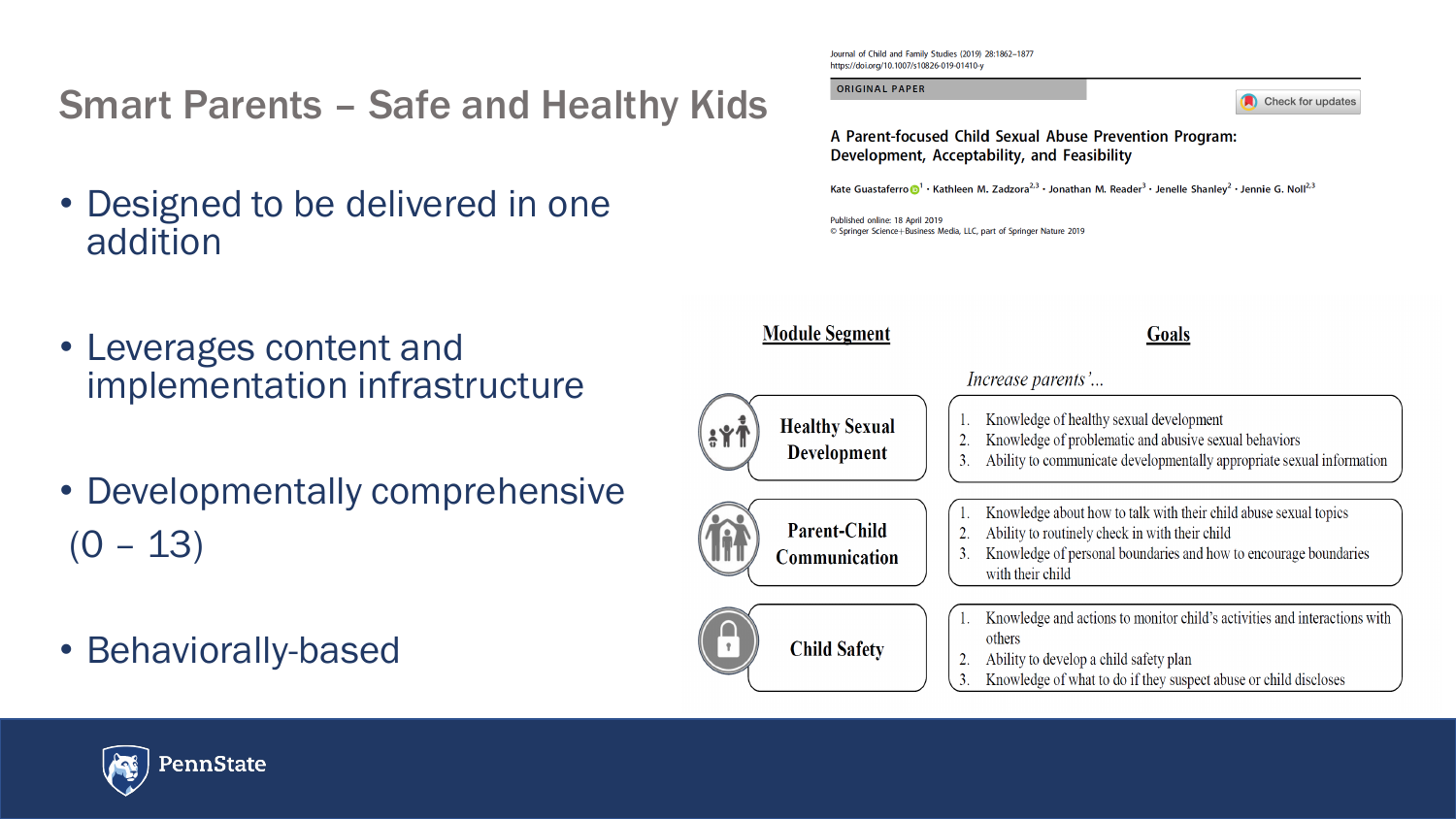# Smart Parents – Safe and Healthy Kids

- Designed to be delivered in one addition
- Leverages content and implementation infrastructure
- Developmentally comprehensive (0 – 13)
- Behaviorally-based

Journal of Child and Family Studies (2019) 28:1862–1877
https://doi.org/10.1007/s10826-019-01410-y

ORIGINAL PAPER

Check for updates

**A Parent-focused Child Sexual Abuse Prevention Program: Development, Acceptability, and Feasibility**

Kate Guastaferro[1] · Kathleen M. Zadzora[2,3] · Jonathan M. Reader[3] · Jenelle Shanley[2] · Jennie G. Noll[2,3]

Published online: 18 April 2019
© Springer Science+Business Media, LLC, part of Springer Nature 2019

| Module Segment | Goals |
|---|---|
| | *Increase parents'…* |
| Healthy Sexual Development | 1. Knowledge of healthy sexual development<br>2. Knowledge of problematic and abusive sexual behaviors<br>3. Ability to communicate developmentally appropriate sexual information |
| Parent-Child Communication | 1. Knowledge about how to talk with their child abuse sexual topics<br>2. Ability to routinely check in with their child<br>3. Knowledge of personal boundaries and how to encourage boundaries with their child |
| Child Safety | 1. Knowledge and actions to monitor child's activities and interactions with others<br>2. Ability to develop a child safety plan<br>3. Knowledge of what to do if they suspect abuse or child discloses |

PennState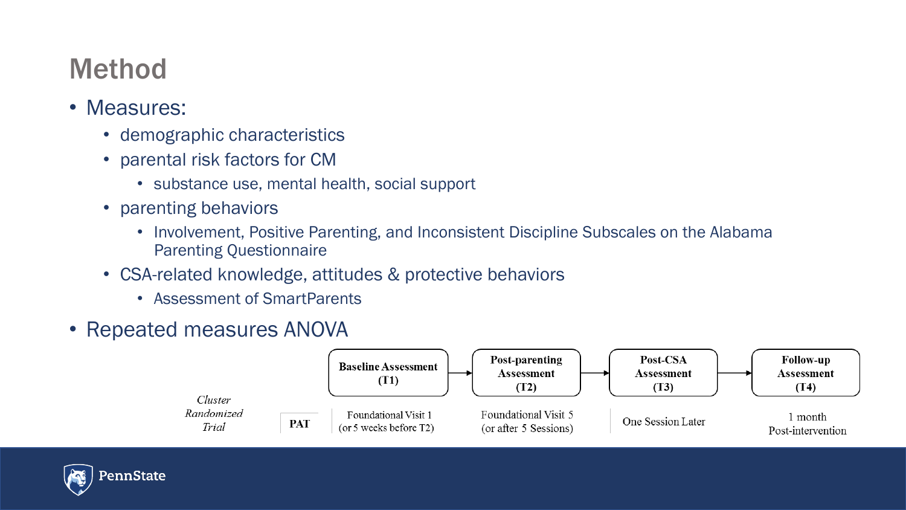# Method

- Measures:
  - demographic characteristics
  - parental risk factors for CM
    - substance use, mental health, social support
  - parenting behaviors
    - Involvement, Positive Parenting, and Inconsistent Discipline Subscales on the Alabama Parenting Questionnaire
  - CSA-related knowledge, attitudes & protective behaviors
    - Assessment of SmartParents
- Repeated measures ANOVA

*Cluster Randomized Trial*

| | Baseline Assessment (T1) | → Post-parenting Assessment (T2) | → Post-CSA Assessment (T3) | → Follow-up Assessment (T4) |
|---|---|---|---|---|
| **PAT** | Foundational Visit 1 (or 5 weeks before T2) | Foundational Visit 5 (or after 5 Sessions) | One Session Later | 1 month Post-intervention |

PennState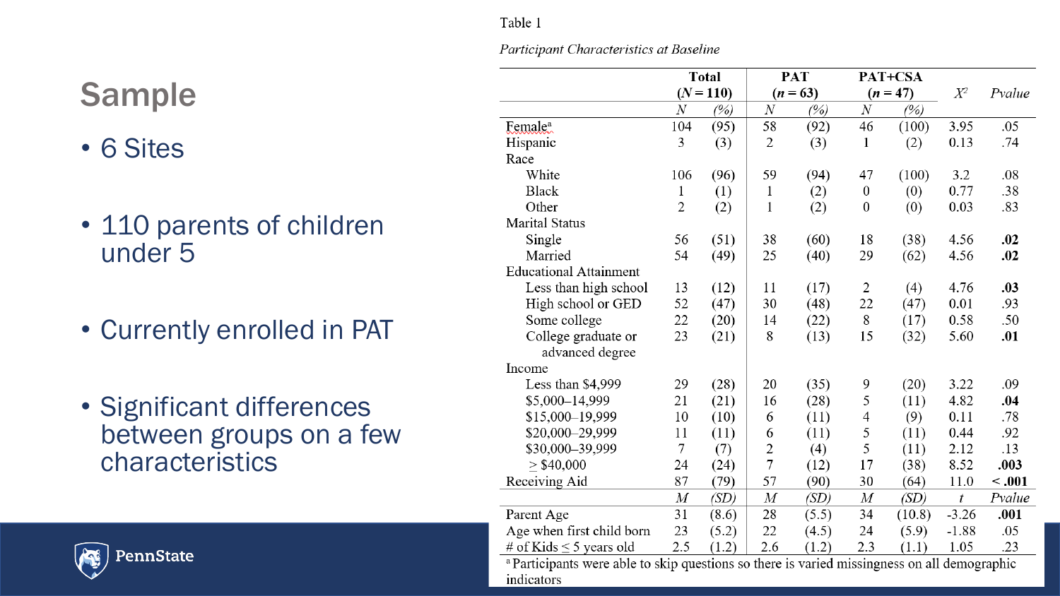# Sample

- 6 Sites
- 110 parents of children under 5
- Currently enrolled in PAT
- Significant differences between groups on a few characteristics

Table 1

*Participant Characteristics at Baseline*

| | Total ($N$ = 110) | | PAT ($n$ = 63) | | PAT+CSA ($n$ = 47) | | $X^2$ | Pvalue |
|---|---|---|---|---|---|---|---|---|
| | $N$ | (%) | $N$ | (%) | $N$ | (%) | | |
| Female[a] | 104 | (95) | 58 | (92) | 46 | (100) | 3.95 | .05 |
| Hispanic | 3 | (3) | 2 | (3) | 1 | (2) | 0.13 | .74 |
| Race | | | | | | | | |
| White | 106 | (96) | 59 | (94) | 47 | (100) | 3.2 | .08 |
| Black | 1 | (1) | 1 | (2) | 0 | (0) | 0.77 | .38 |
| Other | 2 | (2) | 1 | (2) | 0 | (0) | 0.03 | .83 |
| Marital Status | | | | | | | | |
| Single | 56 | (51) | 38 | (60) | 18 | (38) | 4.56 | **.02** |
| Married | 54 | (49) | 25 | (40) | 29 | (62) | 4.56 | **.02** |
| Educational Attainment | | | | | | | | |
| Less than high school | 13 | (12) | 11 | (17) | 2 | (4) | 4.76 | **.03** |
| High school or GED | 52 | (47) | 30 | (48) | 22 | (47) | 0.01 | .93 |
| Some college | 22 | (20) | 14 | (22) | 8 | (17) | 0.58 | .50 |
| College graduate or advanced degree | 23 | (21) | 8 | (13) | 15 | (32) | 5.60 | **.01** |
| Income | | | | | | | | |
| Less than $4,999 | 29 | (28) | 20 | (35) | 9 | (20) | 3.22 | .09 |
| $5,000–14,999 | 21 | (21) | 16 | (28) | 5 | (11) | 4.82 | **.04** |
| $15,000–19,999 | 10 | (10) | 6 | (11) | 4 | (9) | 0.11 | .78 |
| $20,000–29,999 | 11 | (11) | 6 | (11) | 5 | (11) | 0.44 | .92 |
| $30,000–39,999 | 7 | (7) | 2 | (4) | 5 | (11) | 2.12 | .13 |
| ≥ $40,000 | 24 | (24) | 7 | (12) | 17 | (38) | 8.52 | **.003** |
| Receiving Aid | 87 | (79) | 57 | (90) | 30 | (64) | 11.0 | **< .001** |
| | $M$ | (SD) | $M$ | (SD) | $M$ | (SD) | $t$ | Pvalue |
| Parent Age | 31 | (8.6) | 28 | (5.5) | 34 | (10.8) | -3.26 | **.001** |
| Age when first child born | 23 | (5.2) | 22 | (4.5) | 24 | (5.9) | -1.88 | .05 |
| # of Kids ≤ 5 years old | 2.5 | (1.2) | 2.6 | (1.2) | 2.3 | (1.1) | 1.05 | .23 |

[a] Participants were able to skip questions so there is varied missingness on all demographic indicators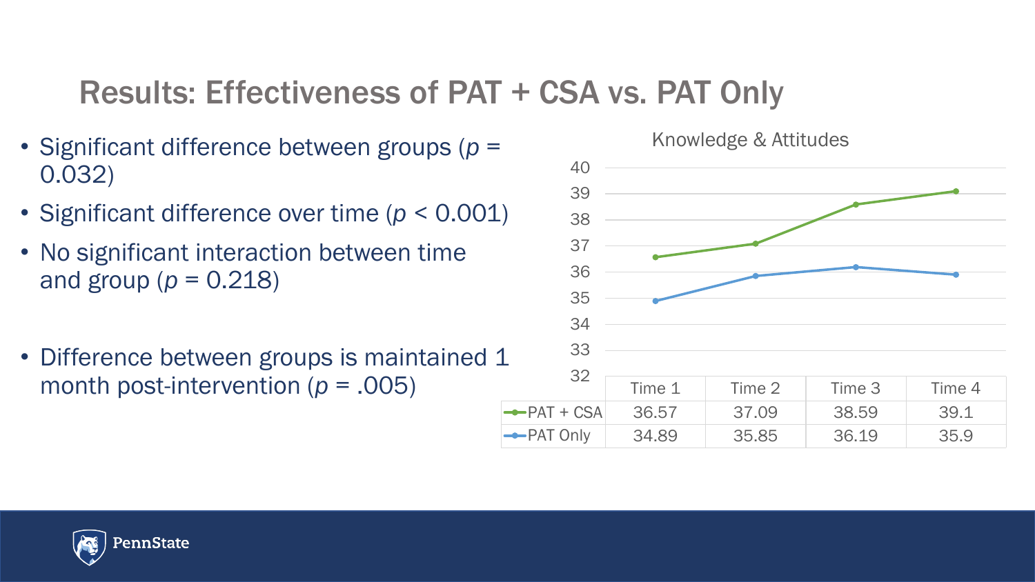# Results: Effectiveness of PAT + CSA vs. PAT Only

- Significant difference between groups ($p$ = 0.032)
- Significant difference over time ($p < 0.001$)
- No significant interaction between time and group ($p$ = 0.218)
- Difference between groups is maintained 1 month post-intervention ($p$ = .005)

Knowledge & Attitudes

| | Time 1 | Time 2 | Time 3 | Time 4 |
|---|---|---|---|---|
| PAT + CSA | 36.57 | 37.09 | 38.59 | 39.1 |
| PAT Only | 34.89 | 35.85 | 36.19 | 35.9 |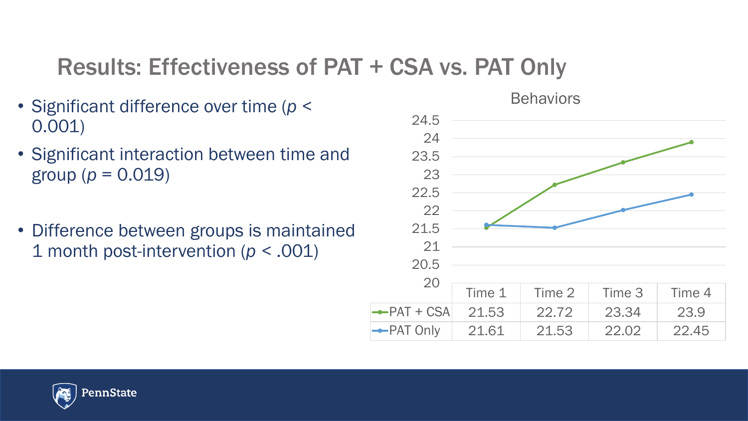# Results: Effectiveness of PAT + CSA vs. PAT Only

- Significant difference over time ($p < 0.001$)
- Significant interaction between time and group ($p = 0.019$)
- Difference between groups is maintained 1 month post-intervention ($p < .001$)

**Behaviors**

| | Time 1 | Time 2 | Time 3 | Time 4 |
|---|---|---|---|---|
| PAT + CSA | 21.53 | 22.72 | 23.34 | 23.9 |
| PAT Only | 21.61 | 21.53 | 22.02 | 22.45 |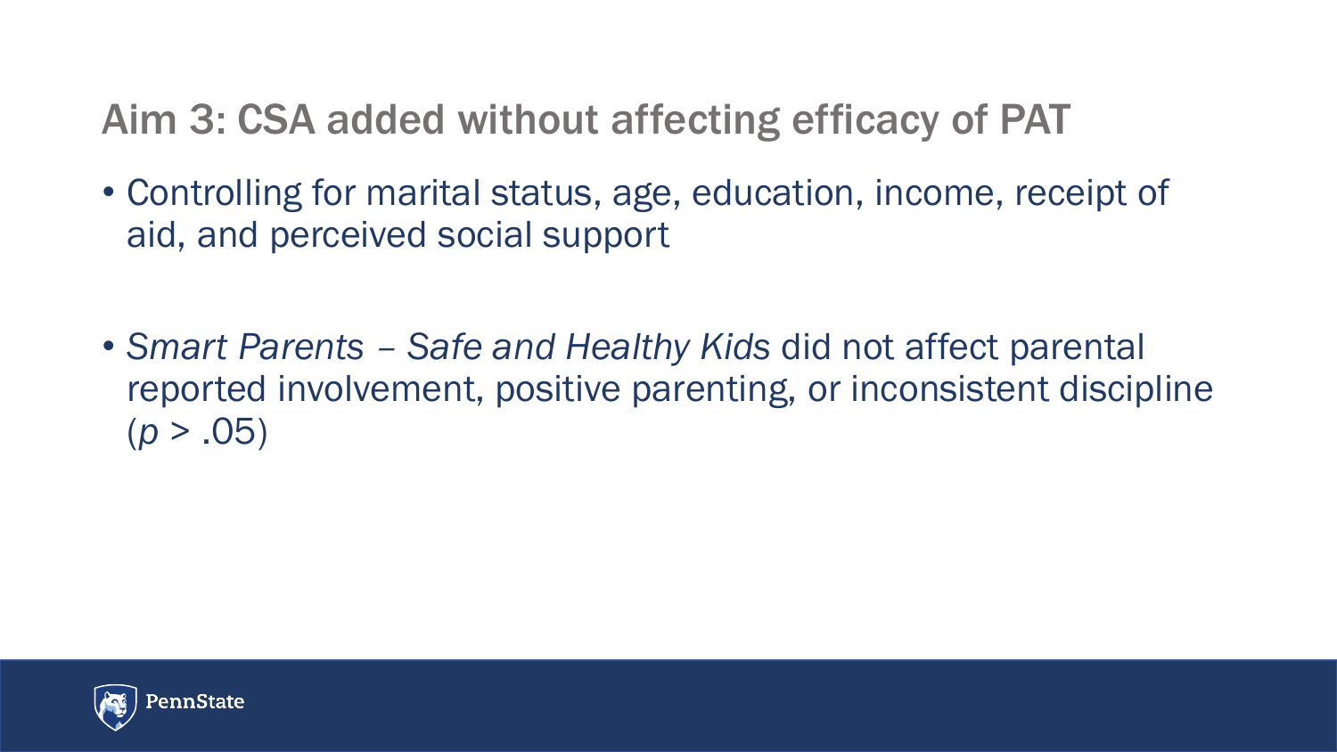# Aim 3: CSA added without affecting efficacy of PAT

- Controlling for marital status, age, education, income, receipt of aid, and perceived social support

- *Smart Parents – Safe and Healthy Kids* did not affect parental reported involvement, positive parenting, or inconsistent discipline ($p > .05$)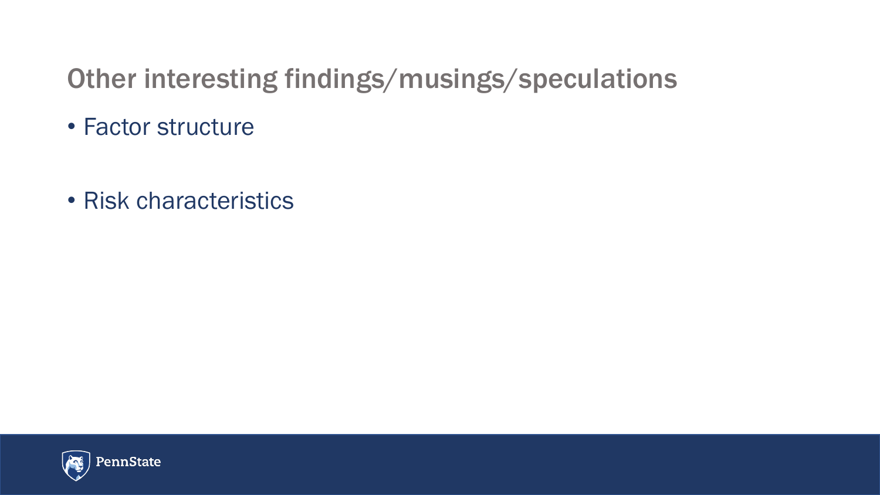# Other interesting findings/musings/speculations

- Factor structure

- Risk characteristics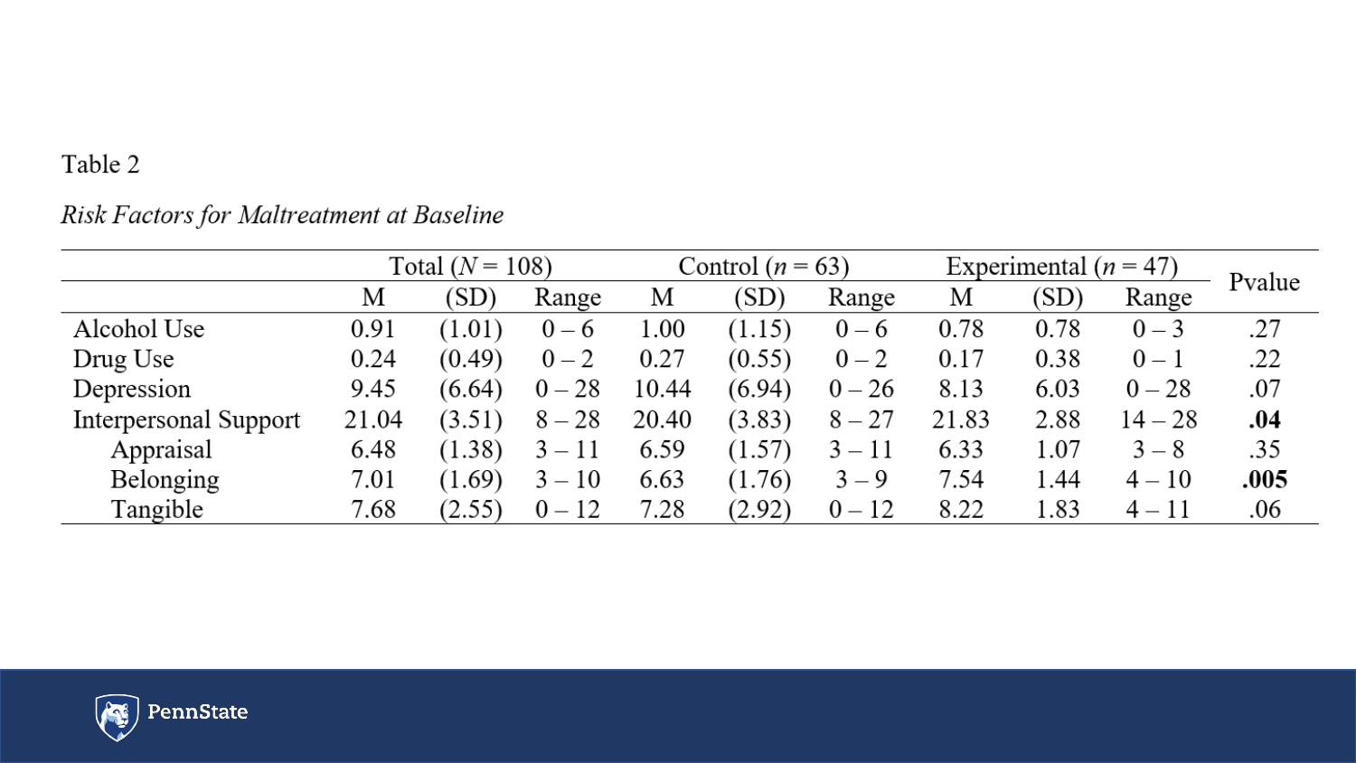Table 2

*Risk Factors for Maltreatment at Baseline*

| | Total ($N$ = 108) | | | Control ($n$ = 63) | | | Experimental ($n$ = 47) | | | Pvalue |
|---|---|---|---|---|---|---|---|---|---|---|
| | M | (SD) | Range | M | (SD) | Range | M | (SD) | Range | |
| Alcohol Use | 0.91 | (1.01) | 0 – 6 | 1.00 | (1.15) | 0 – 6 | 0.78 | 0.78 | 0 – 3 | .27 |
| Drug Use | 0.24 | (0.49) | 0 – 2 | 0.27 | (0.55) | 0 – 2 | 0.17 | 0.38 | 0 – 1 | .22 |
| Depression | 9.45 | (6.64) | 0 – 28 | 10.44 | (6.94) | 0 – 26 | 8.13 | 6.03 | 0 – 28 | .07 |
| Interpersonal Support | 21.04 | (3.51) | 8 – 28 | 20.40 | (3.83) | 8 – 27 | 21.83 | 2.88 | 14 – 28 | **.04** |
| Appraisal | 6.48 | (1.38) | 3 – 11 | 6.59 | (1.57) | 3 – 11 | 6.33 | 1.07 | 3 – 8 | .35 |
| Belonging | 7.01 | (1.69) | 3 – 10 | 6.63 | (1.76) | 3 – 9 | 7.54 | 1.44 | 4 – 10 | **.005** |
| Tangible | 7.68 | (2.55) | 0 – 12 | 7.28 | (2.92) | 0 – 12 | 8.22 | 1.83 | 4 – 11 | .06 |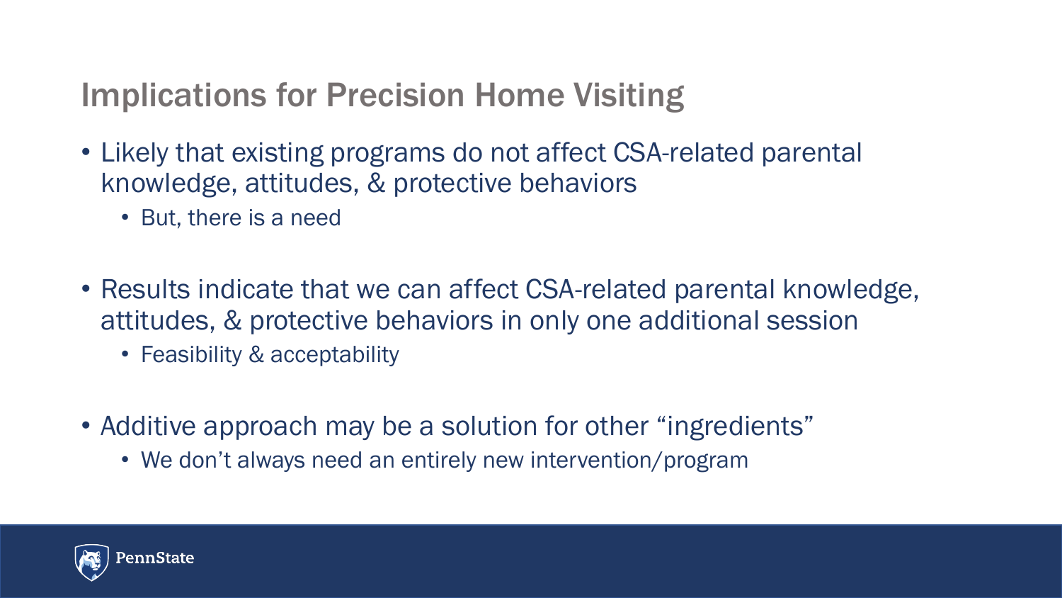## Implications for Precision Home Visiting

- Likely that existing programs do not affect CSA-related parental knowledge, attitudes, & protective behaviors
  - But, there is a need
- Results indicate that we can affect CSA-related parental knowledge, attitudes, & protective behaviors in only one additional session
  - Feasibility & acceptability
- Additive approach may be a solution for other "ingredients"
  - We don't always need an entirely new intervention/program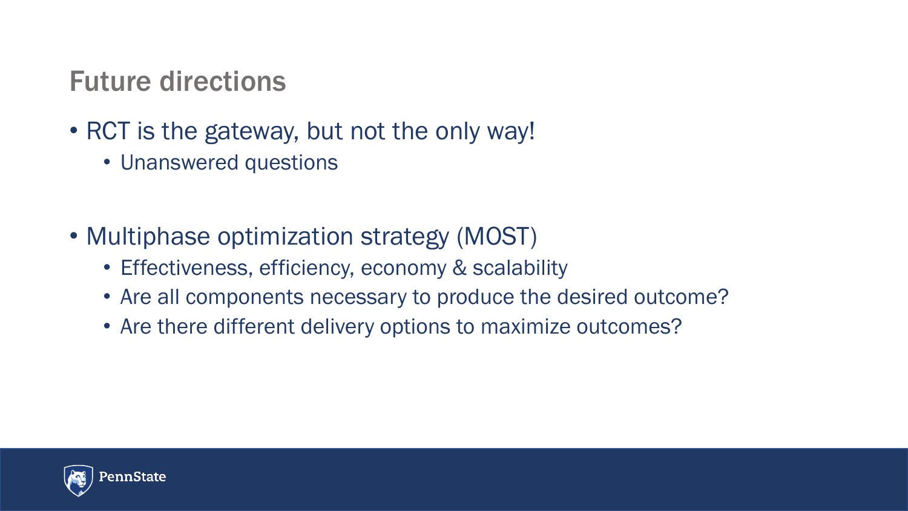## Future directions

- RCT is the gateway, but not the only way!
  - Unanswered questions

- Multiphase optimization strategy (MOST)
  - Effectiveness, efficiency, economy & scalability
  - Are all components necessary to produce the desired outcome?
  - Are there different delivery options to maximize outcomes?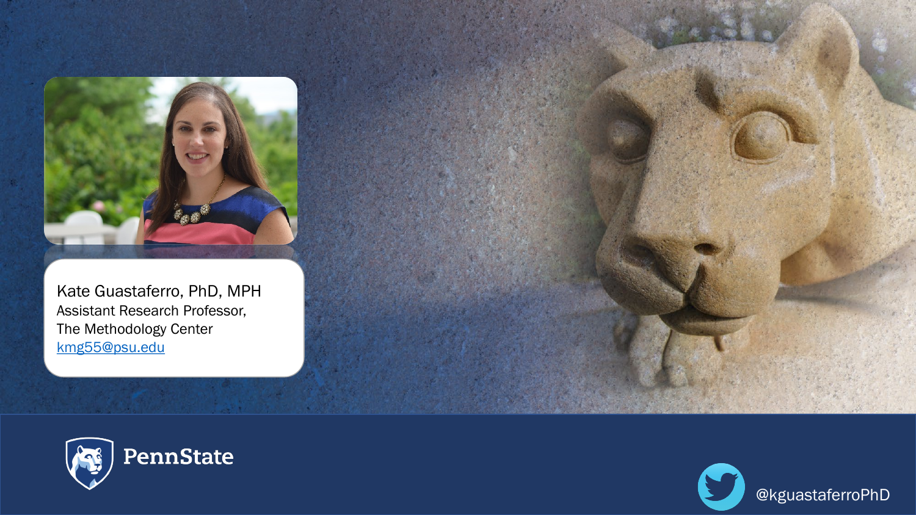Kate Guastaferro, PhD, MPH

Assistant Research Professor,

The Methodology Center

kmg55@psu.edu

PennState

@kguastaferroPhD